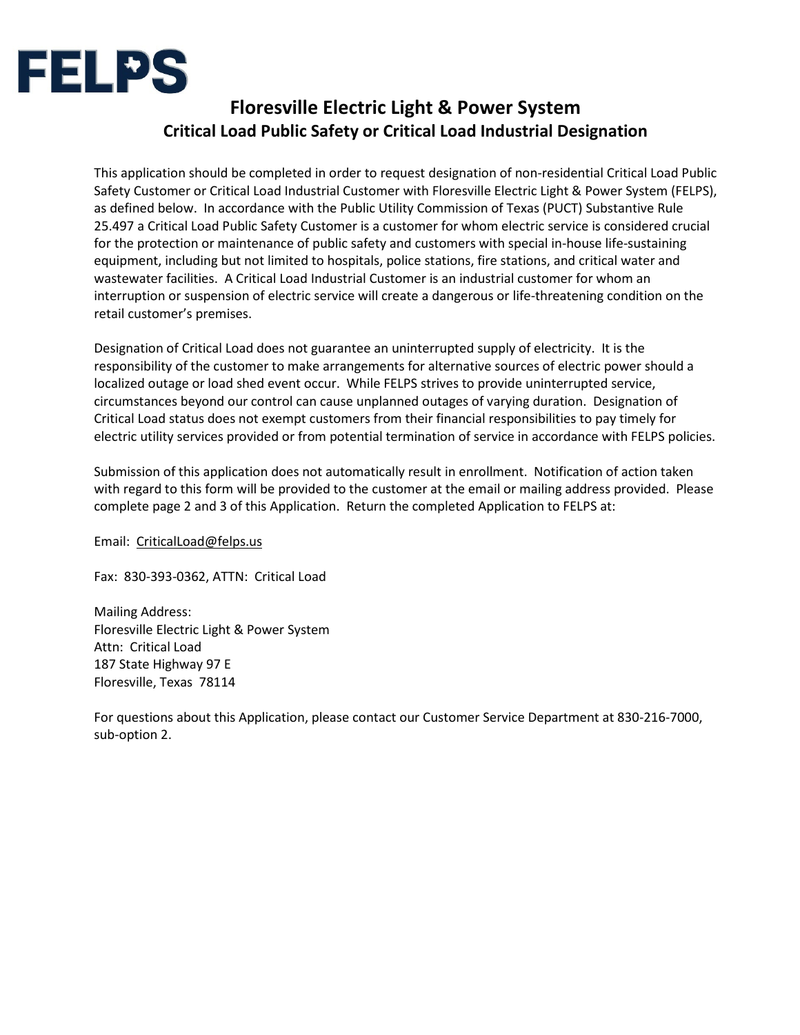FELPS

# Floresville Electric Light & Power System

## Critical Load Public Safety or Critical Load Industrial Designation

This application should be completed in order to request designation of non-residential Critical Load Public Safety Customer or Critical Load Industrial Customer with Floresville Electric Light & Power System (FELPS), as defined below. In accordance with the Public Utility Commission of Texas (PUCT) Substantive Rule 25.497 a Critical Load Public Safety Customer is a customer for whom electric service is considered crucial for the protection or maintenance of public safety and customers with special in-house life-sustaining equipment, including but not limited to hospitals, police stations, fire stations, and critical water and wastewater facilities. A Critical Load Industrial Customer is an industrial customer for whom an interruption or suspension of electric service will create a dangerous or life-threatening condition on the retail customer's premises.

Designation of Critical Load does not guarantee an uninterrupted supply of electricity. It is the responsibility of the customer to make arrangements for alternative sources of electric power should a localized outage or load shed event occur. While FELPS strives to provide uninterrupted service, circumstances beyond our control can cause unplanned outages of varying duration. Designation of Critical Load status does not exempt customers from their financial responsibilities to pay timely for electric utility services provided or from potential termination of service in accordance with FELPS policies.

Submission of this application does not automatically result in enrollment. Notification of action taken with regard to this form will be provided to the customer at the email or mailing address provided. Please complete page 2 and 3 of this Application. Return the completed Application to FELPS at:

Email: CriticalLoad@felps.us

Fax: 830-393-0362, ATTN: Critical Load

Mailing Address:
Floresville Electric Light & Power System
Attn: Critical Load
187 State Highway 97 E
Floresville, Texas 78114

For questions about this Application, please contact our Customer Service Department at 830-216-7000, sub-option 2.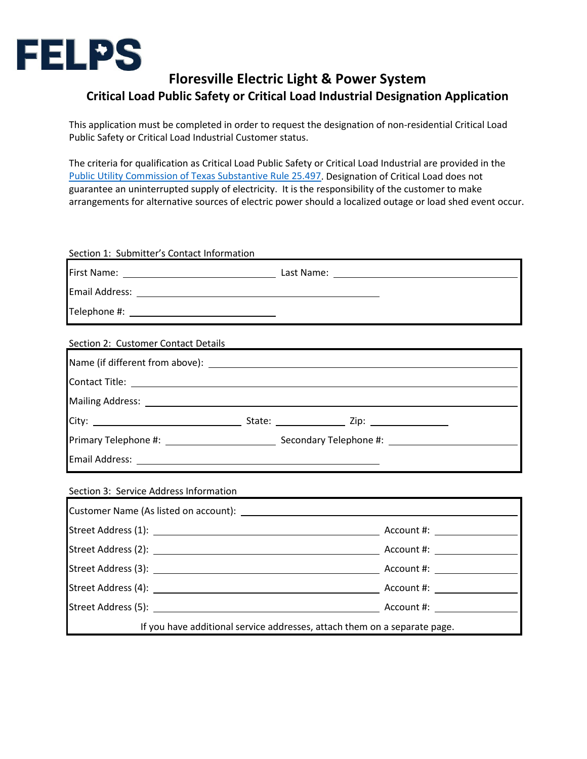FELPS

# Floresville Electric Light & Power System

## Critical Load Public Safety or Critical Load Industrial Designation Application

This application must be completed in order to request the designation of non-residential Critical Load Public Safety or Critical Load Industrial Customer status.

The criteria for qualification as Critical Load Public Safety or Critical Load Industrial are provided in the [Public Utility Commission of Texas Substantive Rule 25.497](). Designation of Critical Load does not guarantee an uninterrupted supply of electricity. It is the responsibility of the customer to make arrangements for alternative sources of electric power should a localized outage or load shed event occur.

Section 1: Submitter's Contact Information

First Name: ______________________ Last Name: ______________________

Email Address: ______________________

Telephone #: ______________________

Section 2: Customer Contact Details

Name (if different from above): ______________________

Contact Title: ______________________

Mailing Address: ______________________

City: ______________ State: __________ Zip: __________

Primary Telephone #: ______________ Secondary Telephone #: ______________

Email Address: ______________________

Section 3: Service Address Information

Customer Name (As listed on account): ______________________

Street Address (1): ______________________ Account #: __________

Street Address (2): ______________________ Account #: __________

Street Address (3): ______________________ Account #: __________

Street Address (4): ______________________ Account #: __________

Street Address (5): ______________________ Account #: __________

If you have additional service addresses, attach them on a separate page.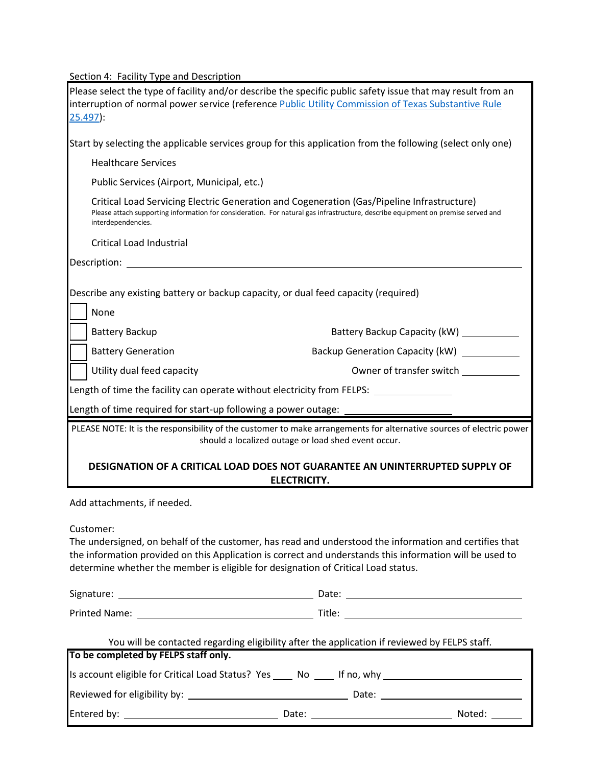Section 4: Facility Type and Description

Please select the type of facility and/or describe the specific public safety issue that may result from an interruption of normal power service (reference [Public Utility Commission of Texas Substantive Rule 25.497](#)):

Start by selecting the applicable services group for this application from the following (select only one)

Healthcare Services

Public Services (Airport, Municipal, etc.)

Critical Load Servicing Electric Generation and Cogeneration (Gas/Pipeline Infrastructure)
Please attach supporting information for consideration. For natural gas infrastructure, describe equipment on premise served and interdependencies.

Critical Load Industrial

Description: \_\_\_\_\_\_\_\_\_\_\_\_\_\_\_\_\_\_\_\_\_\_\_\_\_\_\_\_\_\_\_\_\_\_\_\_\_\_\_\_

Describe any existing battery or backup capacity, or dual feed capacity (required)

- ☐ None
- ☐ Battery Backup — Battery Backup Capacity (kW) \_\_\_\_\_\_\_\_\_\_
- ☐ Battery Generation — Backup Generation Capacity (kW) \_\_\_\_\_\_\_\_\_\_
- ☐ Utility dual feed capacity — Owner of transfer switch \_\_\_\_\_\_\_\_\_\_

Length of time the facility can operate without electricity from FELPS: \_\_\_\_\_\_\_\_\_\_\_\_

Length of time required for start-up following a power outage: \_\_\_\_\_\_\_\_\_\_\_\_\_\_\_\_

PLEASE NOTE: It is the responsibility of the customer to make arrangements for alternative sources of electric power should a localized outage or load shed event occur.

**DESIGNATION OF A CRITICAL LOAD DOES NOT GUARANTEE AN UNINTERRUPTED SUPPLY OF ELECTRICITY.**

Add attachments, if needed.

Customer:
The undersigned, on behalf of the customer, has read and understood the information and certifies that the information provided on this Application is correct and understands this information will be used to determine whether the member is eligible for designation of Critical Load status.

Signature: \_\_\_\_\_\_\_\_\_\_\_\_\_\_\_\_\_\_\_\_\_\_\_\_\_\_\_\_ Date: \_\_\_\_\_\_\_\_\_\_\_\_\_\_\_\_\_\_\_\_\_\_\_\_\_\_\_\_

Printed Name: \_\_\_\_\_\_\_\_\_\_\_\_\_\_\_\_\_\_\_\_\_\_\_\_\_\_ Title: \_\_\_\_\_\_\_\_\_\_\_\_\_\_\_\_\_\_\_\_\_\_\_\_\_\_\_\_

You will be contacted regarding eligibility after the application if reviewed by FELPS staff.

**To be completed by FELPS staff only.**

Is account eligible for Critical Load Status? Yes \_\_\_\_ No \_\_\_\_ If no, why \_\_\_\_\_\_\_\_\_\_\_\_\_\_\_\_\_\_\_\_

Reviewed for eligibility by: \_\_\_\_\_\_\_\_\_\_\_\_\_\_\_\_\_\_\_\_\_\_\_\_ Date: \_\_\_\_\_\_\_\_\_\_\_\_\_\_\_\_\_\_\_\_\_\_

Entered by: \_\_\_\_\_\_\_\_\_\_\_\_\_\_\_\_\_\_\_\_\_\_ Date: \_\_\_\_\_\_\_\_\_\_\_\_\_\_\_\_\_\_\_\_\_\_ Noted: \_\_\_\_\_\_